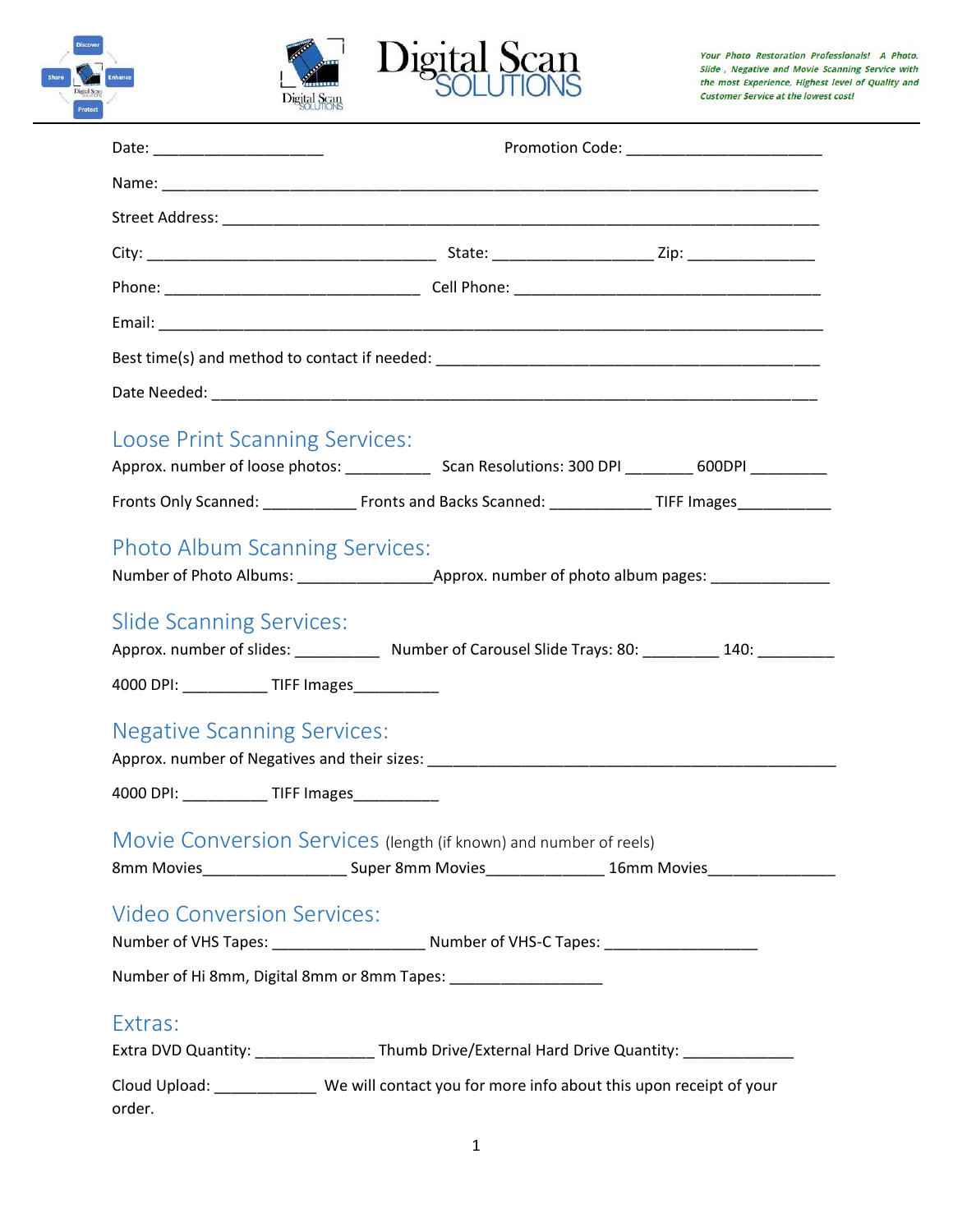# Digital Scan SOLUTIONS

*Your Photo Restoration Professionals! A Photo, Slide, Negative and Movie Scanning Service with the most Experience, Highest level of Quality and Customer Service at the lowest cost!*

Date: ____________________ Promotion Code: _______________________

Name: ______________________________________________________________________________

Street Address: _______________________________________________________________________

City: __________________________________ State: ___________________ Zip: _______________

Phone: ______________________________ Cell Phone: ____________________________________

Email: ______________________________________________________________________________

Best time(s) and method to contact if needed: _____________________________________________

Date Needed: __________________________________________________________________________

## Loose Print Scanning Services:

Approx. number of loose photos: __________ Scan Resolutions: 300 DPI ________ 600DPI _________

Fronts Only Scanned: ___________ Fronts and Backs Scanned: ____________ TIFF Images___________

## Photo Album Scanning Services:

Number of Photo Albums: ________________Approx. number of photo album pages: ______________

## Slide Scanning Services:

Approx. number of slides: __________ Number of Carousel Slide Trays: 80: _________ 140: _________

4000 DPI: __________ TIFF Images__________

## Negative Scanning Services:

Approx. number of Negatives and their sizes: ________________________________________________

4000 DPI: __________ TIFF Images__________

## Movie Conversion Services (length (if known) and number of reels)

8mm Movies_________________ Super 8mm Movies______________ 16mm Movies_______________

## Video Conversion Services:

Number of VHS Tapes: __________________ Number of VHS-C Tapes: __________________

Number of Hi 8mm, Digital 8mm or 8mm Tapes: __________________

## Extras:

Extra DVD Quantity: ______________ Thumb Drive/External Hard Drive Quantity: _____________

Cloud Upload: ____________ We will contact you for more info about this upon receipt of your order.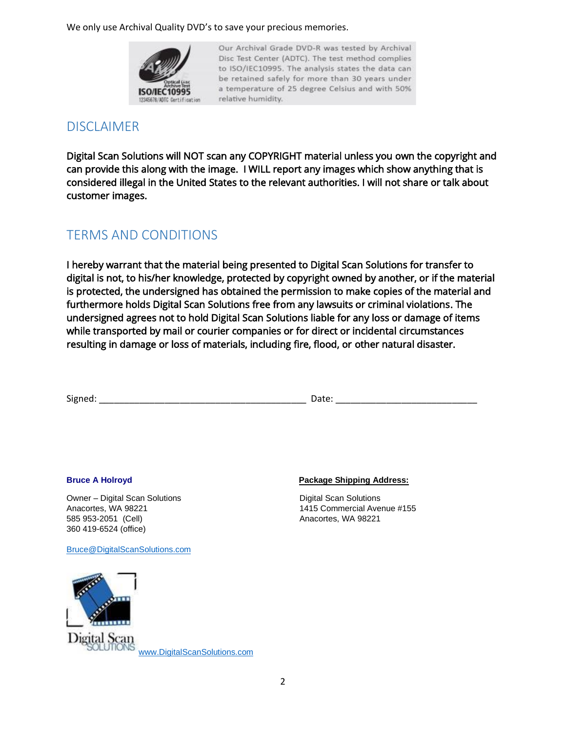We only use Archival Quality DVD's to save your precious memories.

Our Archival Grade DVD-R was tested by Archival Disc Test Center (ADTC). The test method complies to ISO/IEC10995. The analysis states the data can be retained safely for more than 30 years under a temperature of 25 degree Celsius and with 50% relative humidity.

## DISCLAIMER

Digital Scan Solutions will NOT scan any COPYRIGHT material unless you own the copyright and can provide this along with the image. I WILL report any images which show anything that is considered illegal in the United States to the relevant authorities. I will not share or talk about customer images.

## TERMS AND CONDITIONS

I hereby warrant that the material being presented to Digital Scan Solutions for transfer to digital is not, to his/her knowledge, protected by copyright owned by another, or if the material is protected, the undersigned has obtained the permission to make copies of the material and furthermore holds Digital Scan Solutions free from any lawsuits or criminal violations. The undersigned agrees not to hold Digital Scan Solutions liable for any loss or damage of items while transported by mail or courier companies or for direct or incidental circumstances resulting in damage or loss of materials, including fire, flood, or other natural disaster.

Signed: ___________________________________________ Date: _____________________________

**Bruce A Holroyd**

Owner – Digital Scan Solutions
Anacortes, WA 98221
585 953-2051 (Cell)
360 419-6524 (office)

Bruce@DigitalScanSolutions.com

**Package Shipping Address:**

Digital Scan Solutions
1415 Commercial Avenue #155
Anacortes, WA 98221

www.DigitalScanSolutions.com